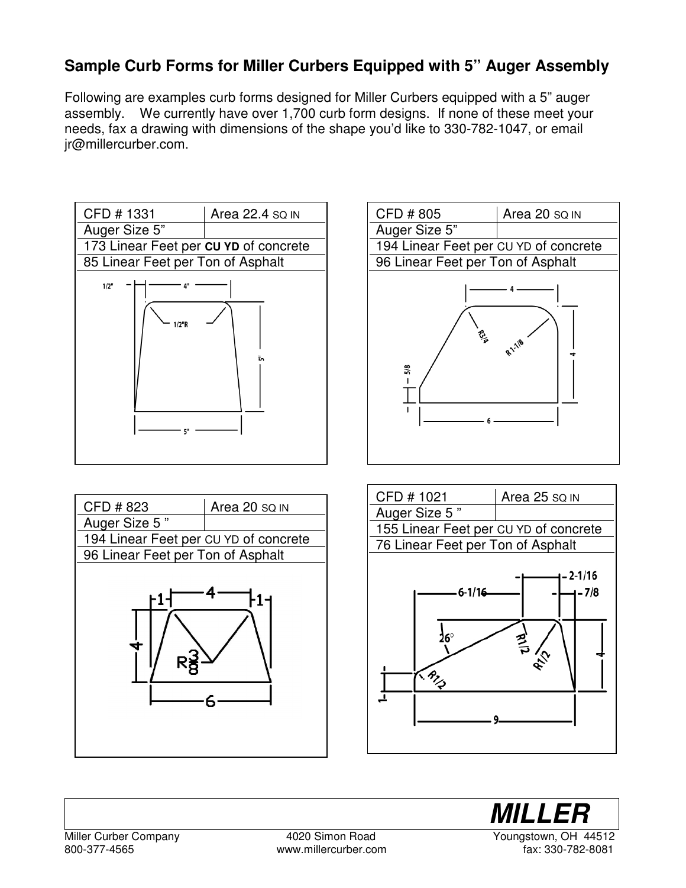## Sample Curb Forms for Miller Curbers Equipped with 5" Auger Assembly

Following are examples curb forms designed for Miller Curbers equipped with a 5" auger assembly. We currently have over 1,700 curb form designs. If none of these meet your needs, fax a drawing with dimensions of the shape you'd like to 330-782-1047, or email jr@millercurber.com.

| CFD # 1331 | Area 22.4 SQ IN |
|---|---|
| Auger Size 5" | |
| 173 Linear Feet per **CU YD** of concrete | |
| 85 Linear Feet per Ton of Asphalt | |

1/2" 4" 1/2"R 5" 5"

| CFD # 805 | Area 20 SQ IN |
|---|---|
| Auger Size 5" | |
| 194 Linear Feet per CU YD of concrete | |
| 96 Linear Feet per Ton of Asphalt | |

4 R3/4 R 1-1/8 4 5/8 6

| CFD # 823 | Area 20 SQ IN |
|---|---|
| Auger Size 5 " | |
| 194 Linear Feet per CU YD of concrete | |
| 96 Linear Feet per Ton of Asphalt | |

1 4 1 4 R3/8 6

| CFD # 1021 | Area 25 SQ IN |
|---|---|
| Auger Size 5 " | |
| 155 Linear Feet per CU YD of concrete | |
| 76 Linear Feet per Ton of Asphalt | |

2-1/16 6-1/16 7/8 26° R1/2 R1/2 4 1 R1/2 9

**MILLER**

Miller Curber Company 4020 Simon Road Youngstown, OH 44512
800-377-4565 www.millercurber.com fax: 330-782-8081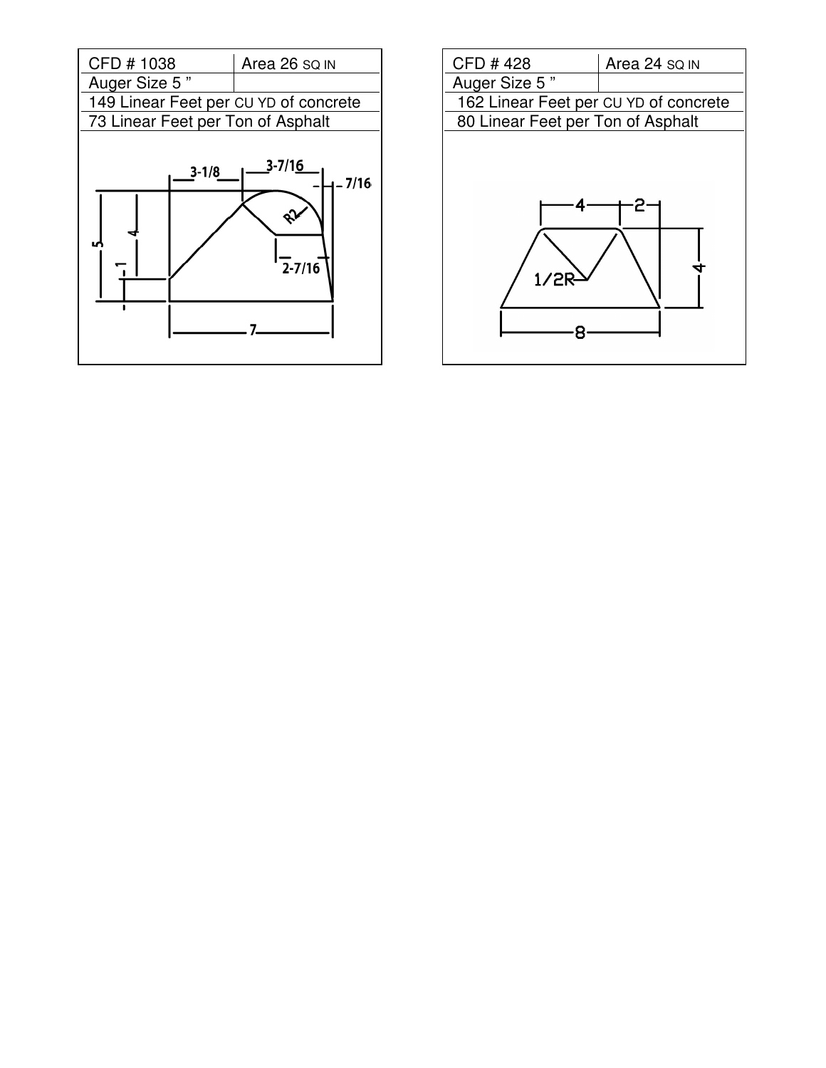| CFD # 1038 | Area 26 SQ IN |
|---|---|
| Auger Size 5 " | |
| 149 Linear Feet per CU YD of concrete | |
| 73 Linear Feet per Ton of Asphalt | |

3-1/8
3-7/16
7/16
R2
2-7/16
5
4
1
7

| CFD # 428 | Area 24 SQ IN |
|---|---|
| Auger Size 5 " | |
| 162 Linear Feet per CU YD of concrete | |
| 80 Linear Feet per Ton of Asphalt | |

4
2
1/2R
4
8